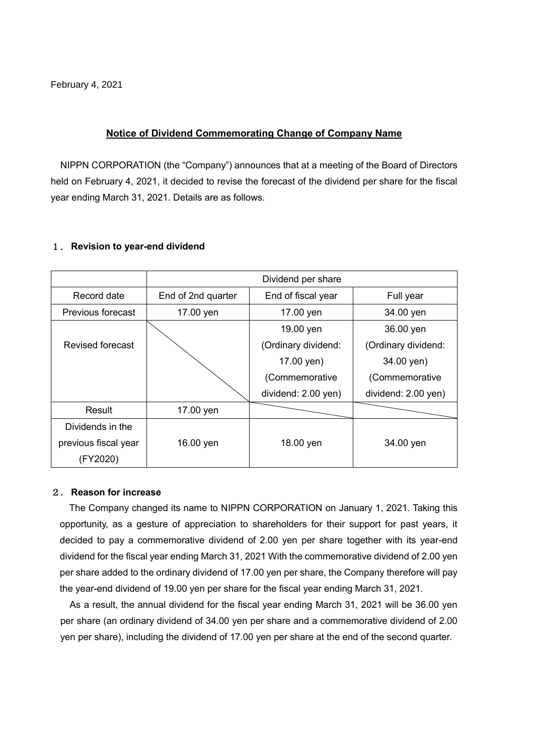February 4, 2021

## Notice of Dividend Commemorating Change of Company Name

NIPPN CORPORATION (the "Company") announces that at a meeting of the Board of Directors held on February 4, 2021, it decided to revise the forecast of the dividend per share for the fiscal year ending March 31, 2021. Details are as follows.

### 1. Revision to year-end dividend

| | Dividend per share | | |
|---|---|---|---|
| Record date | End of 2nd quarter | End of fiscal year | Full year |
| Previous forecast | 17.00 yen | 17.00 yen | 34.00 yen |
| Revised forecast | | 19.00 yen (Ordinary dividend: 17.00 yen) (Commemorative dividend: 2.00 yen) | 36.00 yen (Ordinary dividend: 34.00 yen) (Commemorative dividend: 2.00 yen) |
| Result | 17.00 yen | | |
| Dividends in the previous fiscal year (FY2020) | 16.00 yen | 18.00 yen | 34.00 yen |

### 2. Reason for increase

The Company changed its name to NIPPN CORPORATION on January 1, 2021. Taking this opportunity, as a gesture of appreciation to shareholders for their support for past years, it decided to pay a commemorative dividend of 2.00 yen per share together with its year-end dividend for the fiscal year ending March 31, 2021 With the commemorative dividend of 2.00 yen per share added to the ordinary dividend of 17.00 yen per share, the Company therefore will pay the year-end dividend of 19.00 yen per share for the fiscal year ending March 31, 2021.

As a result, the annual dividend for the fiscal year ending March 31, 2021 will be 36.00 yen per share (an ordinary dividend of 34.00 yen per share and a commemorative dividend of 2.00 yen per share), including the dividend of 17.00 yen per share at the end of the second quarter.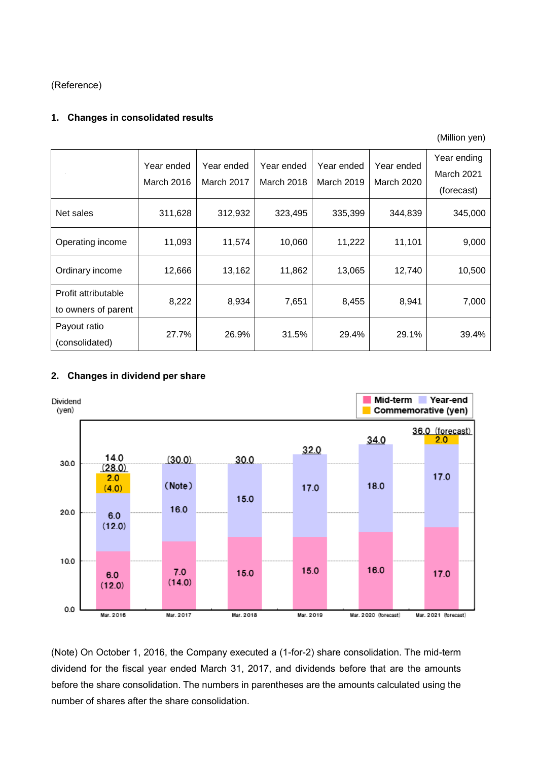(Reference)

## 1. Changes in consolidated results

(Million yen)

| | Year ended March 2016 | Year ended March 2017 | Year ended March 2018 | Year ended March 2019 | Year ended March 2020 | Year ending March 2021 (forecast) |
|---|---|---|---|---|---|---|
| Net sales | 311,628 | 312,932 | 323,495 | 335,399 | 344,839 | 345,000 |
| Operating income | 11,093 | 11,574 | 10,060 | 11,222 | 11,101 | 9,000 |
| Ordinary income | 12,666 | 13,162 | 11,862 | 13,065 | 12,740 | 10,500 |
| Profit attributable to owners of parent | 8,222 | 8,934 | 7,651 | 8,455 | 8,941 | 7,000 |
| Payout ratio (consolidated) | 27.7% | 26.9% | 31.5% | 29.4% | 29.1% | 39.4% |

## 2. Changes in dividend per share

Dividend (yen)

Mid-term  Year-end  Commemorative (yen)

30.0
20.0
10.0
0.0

Mar. 2016: 14.0 (28.0); 2.0 (4.0); 6.0 (12.0); 6.0 (12.0)
Mar. 2017: (30.0); (Note) 16.0; 7.0 (14.0)
Mar. 2018: 30.0; 15.0; 15.0
Mar. 2019: 32.0; 17.0; 15.0
Mar. 2020 (forecast): 34.0; 18.0; 16.0
Mar. 2021 (forecast): 36.0 (forecast); 2.0; 17.0; 17.0

(Note) On October 1, 2016, the Company executed a (1-for-2) share consolidation. The mid-term dividend for the fiscal year ended March 31, 2017, and dividends before that are the amounts before the share consolidation. The numbers in parentheses are the amounts calculated using the number of shares after the share consolidation.